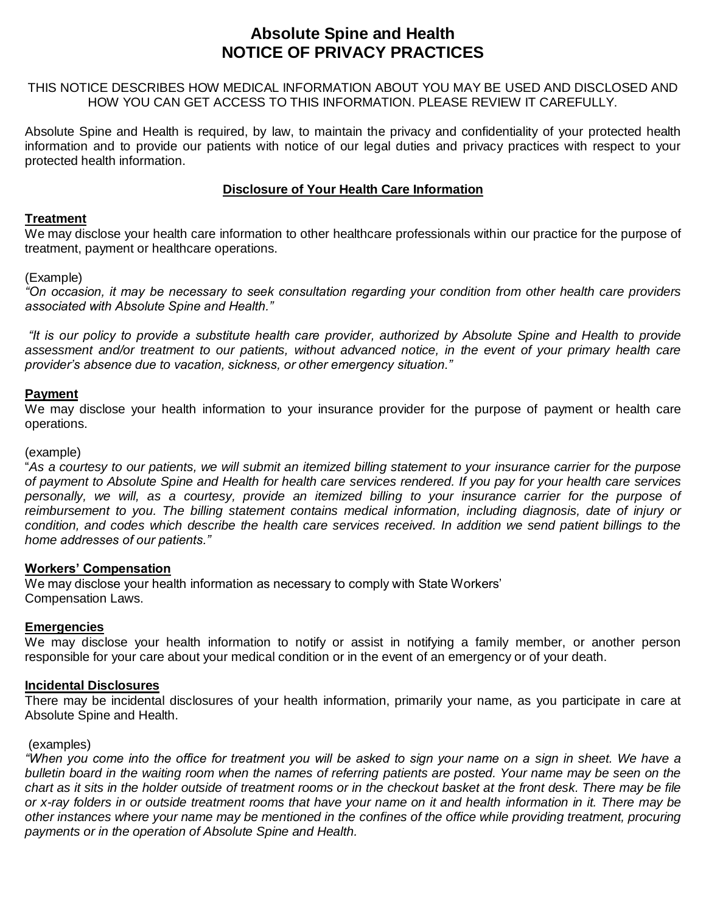# Absolute Spine and Health
# NOTICE OF PRIVACY PRACTICES

THIS NOTICE DESCRIBES HOW MEDICAL INFORMATION ABOUT YOU MAY BE USED AND DISCLOSED AND HOW YOU CAN GET ACCESS TO THIS INFORMATION. PLEASE REVIEW IT CAREFULLY.

Absolute Spine and Health is required, by law, to maintain the privacy and confidentiality of your protected health information and to provide our patients with notice of our legal duties and privacy practices with respect to your protected health information.

## Disclosure of Your Health Care Information

### Treatment

We may disclose your health care information to other healthcare professionals within our practice for the purpose of treatment, payment or healthcare operations.

(Example)

*"On occasion, it may be necessary to seek consultation regarding your condition from other health care providers associated with Absolute Spine and Health."*

*"It is our policy to provide a substitute health care provider, authorized by Absolute Spine and Health to provide assessment and/or treatment to our patients, without advanced notice, in the event of your primary health care provider's absence due to vacation, sickness, or other emergency situation."*

### Payment

We may disclose your health information to your insurance provider for the purpose of payment or health care operations.

(example)

*"As a courtesy to our patients, we will submit an itemized billing statement to your insurance carrier for the purpose of payment to Absolute Spine and Health for health care services rendered. If you pay for your health care services personally, we will, as a courtesy, provide an itemized billing to your insurance carrier for the purpose of reimbursement to you. The billing statement contains medical information, including diagnosis, date of injury or condition, and codes which describe the health care services received. In addition we send patient billings to the home addresses of our patients."*

### Workers' Compensation

We may disclose your health information as necessary to comply with State Workers' Compensation Laws.

### Emergencies

We may disclose your health information to notify or assist in notifying a family member, or another person responsible for your care about your medical condition or in the event of an emergency or of your death.

### Incidental Disclosures

There may be incidental disclosures of your health information, primarily your name, as you participate in care at Absolute Spine and Health.

(examples)

*"When you come into the office for treatment you will be asked to sign your name on a sign in sheet. We have a bulletin board in the waiting room when the names of referring patients are posted. Your name may be seen on the chart as it sits in the holder outside of treatment rooms or in the checkout basket at the front desk. There may be file or x-ray folders in or outside treatment rooms that have your name on it and health information in it. There may be other instances where your name may be mentioned in the confines of the office while providing treatment, procuring payments or in the operation of Absolute Spine and Health.*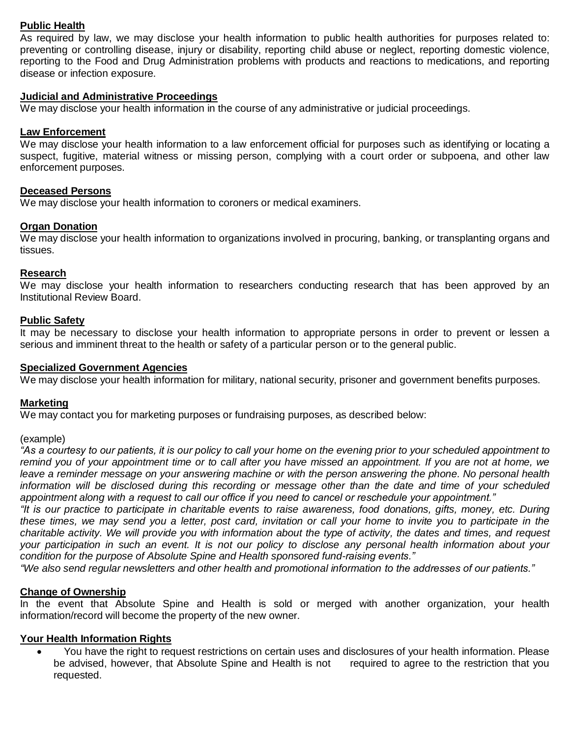**Public Health**

As required by law, we may disclose your health information to public health authorities for purposes related to: preventing or controlling disease, injury or disability, reporting child abuse or neglect, reporting domestic violence, reporting to the Food and Drug Administration problems with products and reactions to medications, and reporting disease or infection exposure.

**Judicial and Administrative Proceedings**

We may disclose your health information in the course of any administrative or judicial proceedings.

**Law Enforcement**

We may disclose your health information to a law enforcement official for purposes such as identifying or locating a suspect, fugitive, material witness or missing person, complying with a court order or subpoena, and other law enforcement purposes.

**Deceased Persons**

We may disclose your health information to coroners or medical examiners.

**Organ Donation**

We may disclose your health information to organizations involved in procuring, banking, or transplanting organs and tissues.

**Research**

We may disclose your health information to researchers conducting research that has been approved by an Institutional Review Board.

**Public Safety**

It may be necessary to disclose your health information to appropriate persons in order to prevent or lessen a serious and imminent threat to the health or safety of a particular person or to the general public.

**Specialized Government Agencies**

We may disclose your health information for military, national security, prisoner and government benefits purposes.

**Marketing**

We may contact you for marketing purposes or fundraising purposes, as described below:

(example)

*"As a courtesy to our patients, it is our policy to call your home on the evening prior to your scheduled appointment to remind you of your appointment time or to call after you have missed an appointment. If you are not at home, we leave a reminder message on your answering machine or with the person answering the phone. No personal health information will be disclosed during this recording or message other than the date and time of your scheduled appointment along with a request to call our office if you need to cancel or reschedule your appointment."*

*"It is our practice to participate in charitable events to raise awareness, food donations, gifts, money, etc. During these times, we may send you a letter, post card, invitation or call your home to invite you to participate in the charitable activity. We will provide you with information about the type of activity, the dates and times, and request your participation in such an event. It is not our policy to disclose any personal health information about your condition for the purpose of Absolute Spine and Health sponsored fund-raising events."*

*"We also send regular newsletters and other health and promotional information to the addresses of our patients."*

**Change of Ownership**

In the event that Absolute Spine and Health is sold or merged with another organization, your health information/record will become the property of the new owner.

**Your Health Information Rights**

- You have the right to request restrictions on certain uses and disclosures of your health information. Please be advised, however, that Absolute Spine and Health is not required to agree to the restriction that you requested.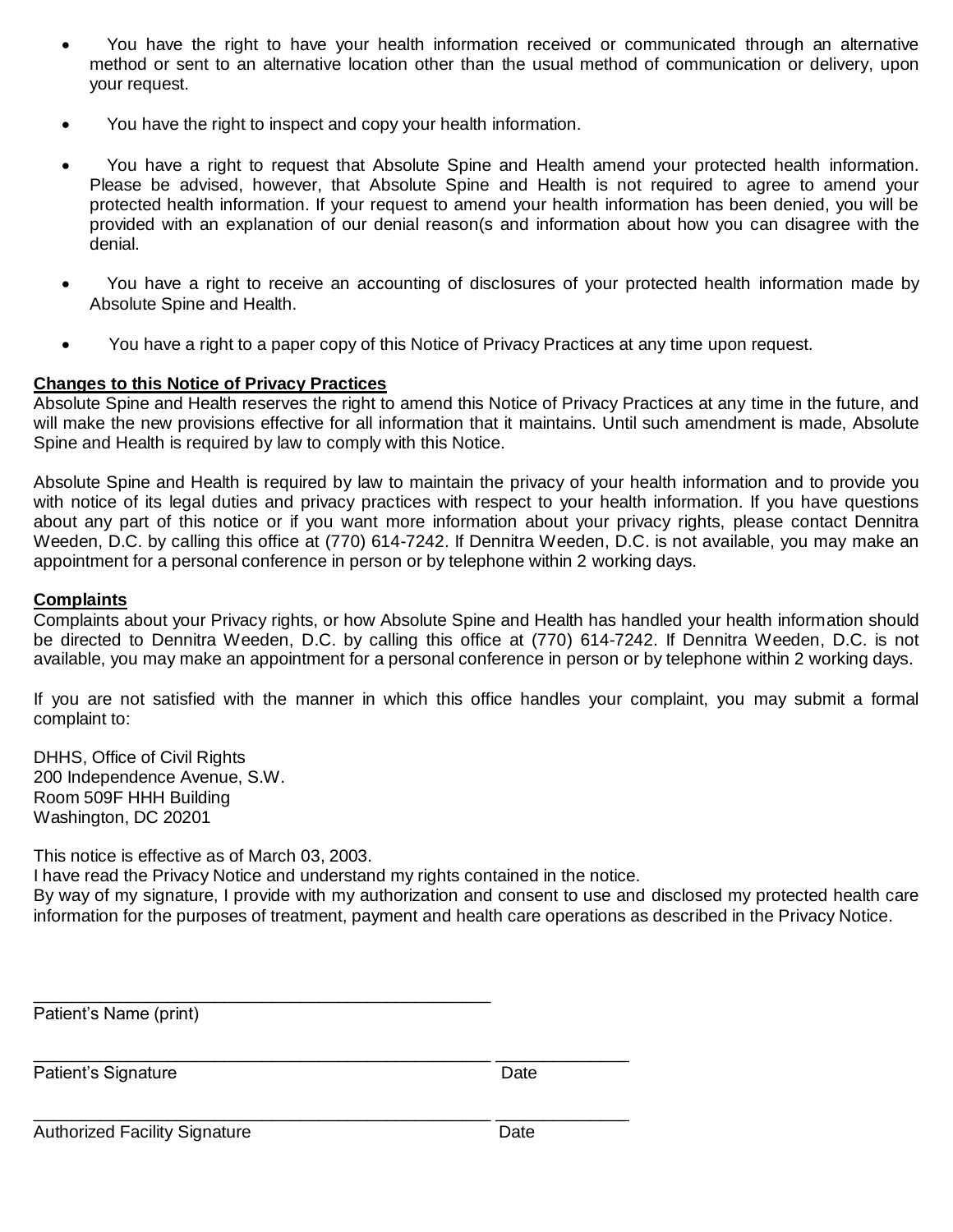- You have the right to have your health information received or communicated through an alternative method or sent to an alternative location other than the usual method of communication or delivery, upon your request.

- You have the right to inspect and copy your health information.

- You have a right to request that Absolute Spine and Health amend your protected health information. Please be advised, however, that Absolute Spine and Health is not required to agree to amend your protected health information. If your request to amend your health information has been denied, you will be provided with an explanation of our denial reason(s and information about how you can disagree with the denial.

- You have a right to receive an accounting of disclosures of your protected health information made by Absolute Spine and Health.

- You have a right to a paper copy of this Notice of Privacy Practices at any time upon request.

**Changes to this Notice of Privacy Practices**

Absolute Spine and Health reserves the right to amend this Notice of Privacy Practices at any time in the future, and will make the new provisions effective for all information that it maintains. Until such amendment is made, Absolute Spine and Health is required by law to comply with this Notice.

Absolute Spine and Health is required by law to maintain the privacy of your health information and to provide you with notice of its legal duties and privacy practices with respect to your health information. If you have questions about any part of this notice or if you want more information about your privacy rights, please contact Dennitra Weeden, D.C. by calling this office at (770) 614-7242. If Dennitra Weeden, D.C. is not available, you may make an appointment for a personal conference in person or by telephone within 2 working days.

**Complaints**

Complaints about your Privacy rights, or how Absolute Spine and Health has handled your health information should be directed to Dennitra Weeden, D.C. by calling this office at (770) 614-7242. If Dennitra Weeden, D.C. is not available, you may make an appointment for a personal conference in person or by telephone within 2 working days.

If you are not satisfied with the manner in which this office handles your complaint, you may submit a formal complaint to:

DHHS, Office of Civil Rights
200 Independence Avenue, S.W.
Room 509F HHH Building
Washington, DC 20201

This notice is effective as of March 03, 2003.
I have read the Privacy Notice and understand my rights contained in the notice.
By way of my signature, I provide with my authorization and consent to use and disclosed my protected health care information for the purposes of treatment, payment and health care operations as described in the Privacy Notice.

_______________________________________________
Patient's Name (print)

_______________________________________________ ______________
Patient's Signature Date

_______________________________________________ ______________
Authorized Facility Signature Date